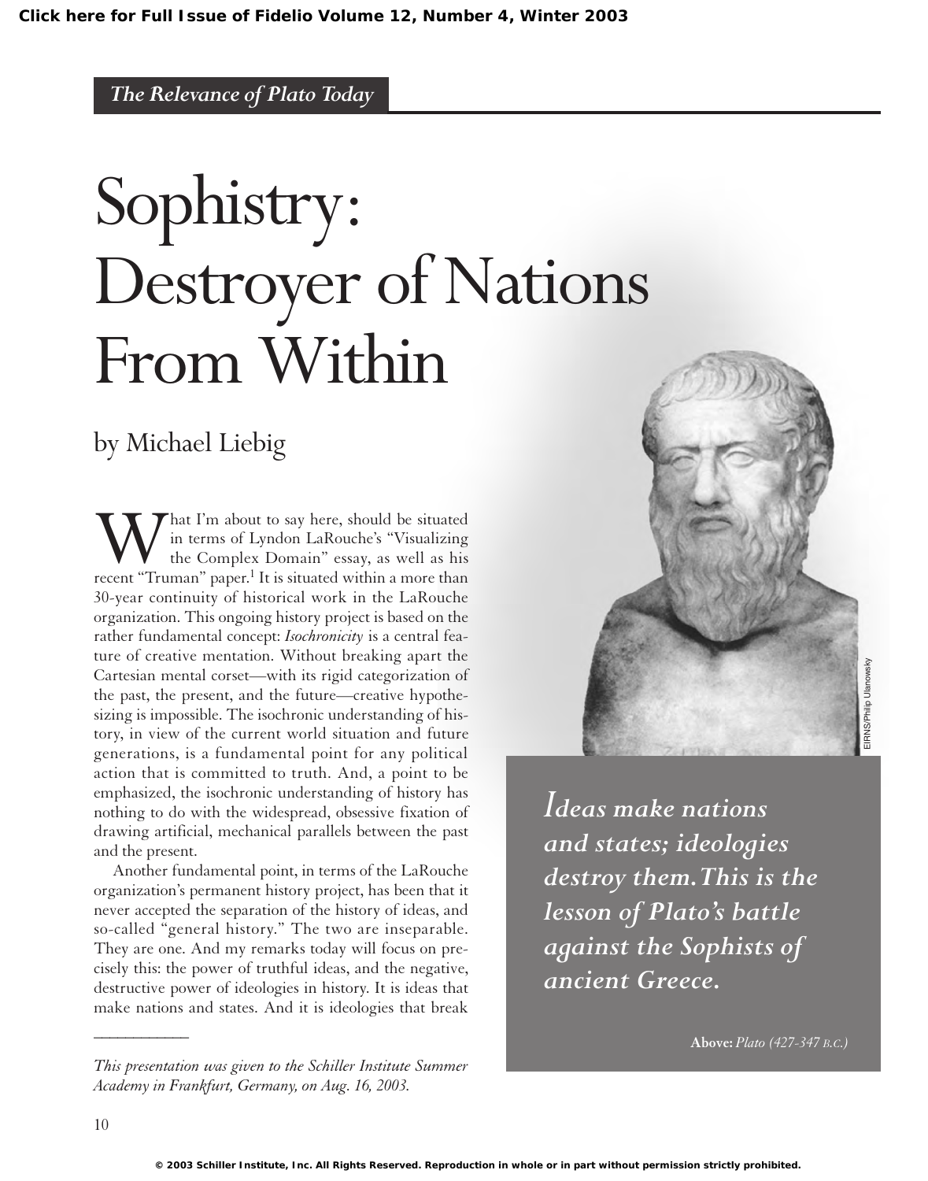*The Relevance of Plato Today*

# Sophistry: Destroyer of Nations From Within

by Michael Liebig

What I'm about to say here, should be situated in terms of Lyndon LaRouche's "Visualizing the Complex Domain" essay, as well as his recent "Truman" paper.[1] It is situated within a more than 30-year continuity of historical work in the LaRouche organization. This ongoing history project is based on the rather fundamental concept: *Isochronicity* is a central feature of creative mentation. Without breaking apart the Cartesian mental corset—with its rigid categorization of the past, the present, and the future—creative hypothesizing is impossible. The isochronic understanding of history, in view of the current world situation and future generations, is a fundamental point for any political action that is committed to truth. And, a point to be emphasized, the isochronic understanding of history has nothing to do with the widespread, obsessive fixation of drawing artificial, mechanical parallels between the past and the present.

Another fundamental point, in terms of the LaRouche organization's permanent history project, has been that it never accepted the separation of the history of ideas, and so-called "general history." The two are inseparable. They are one. And my remarks today will focus on precisely this: the power of truthful ideas, and the negative, destructive power of ideologies in history. It is ideas that make nations and states. And it is ideologies that break

***Ideas make nations and states; ideologies destroy them. This is the lesson of Plato's battle against the Sophists of ancient Greece.***

**Above:** *Plato (427-347 B.C.)*

EIRNS/Philip Ulanowsky

---

*This presentation was given to the Schiller Institute Summer Academy in Frankfurt, Germany, on Aug. 16, 2003.*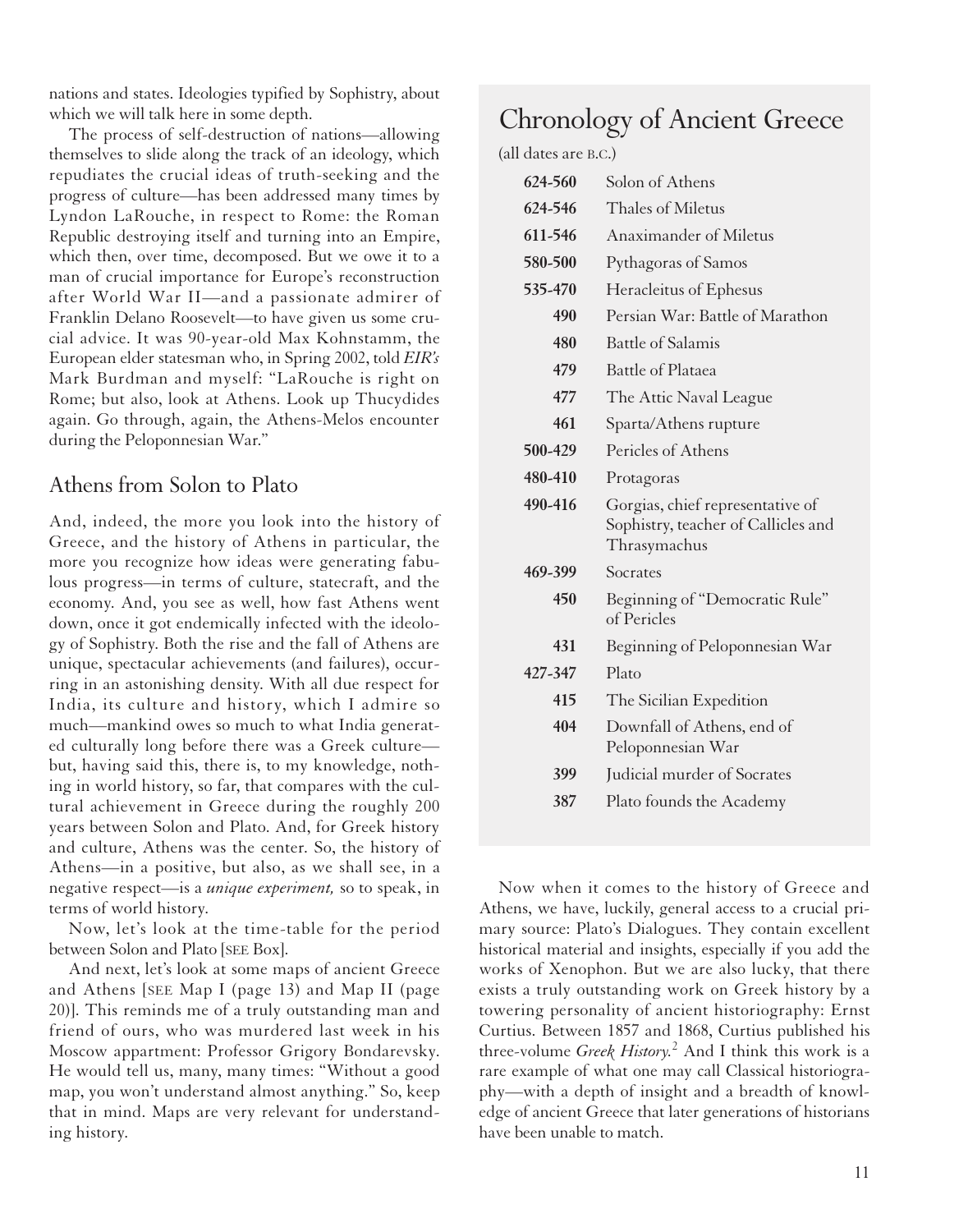nations and states. Ideologies typified by Sophistry, about which we will talk here in some depth.

The process of self-destruction of nations—allowing themselves to slide along the track of an ideology, which repudiates the crucial ideas of truth-seeking and the progress of culture—has been addressed many times by Lyndon LaRouche, in respect to Rome: the Roman Republic destroying itself and turning into an Empire, which then, over time, decomposed. But we owe it to a man of crucial importance for Europe's reconstruction after World War II—and a passionate admirer of Franklin Delano Roosevelt—to have given us some crucial advice. It was 90-year-old Max Kohnstamm, the European elder statesman who, in Spring 2002, told *EIR's* Mark Burdman and myself: "LaRouche is right on Rome; but also, look at Athens. Look up Thucydides again. Go through, again, the Athens-Melos encounter during the Peloponnesian War."

## Athens from Solon to Plato

And, indeed, the more you look into the history of Greece, and the history of Athens in particular, the more you recognize how ideas were generating fabulous progress—in terms of culture, statecraft, and the economy. And, you see as well, how fast Athens went down, once it got endemically infected with the ideology of Sophistry. Both the rise and the fall of Athens are unique, spectacular achievements (and failures), occurring in an astonishing density. With all due respect for India, its culture and history, which I admire so much—mankind owes so much to what India generated culturally long before there was a Greek culture—but, having said this, there is, to my knowledge, nothing in world history, so far, that compares with the cultural achievement in Greece during the roughly 200 years between Solon and Plato. And, for Greek history and culture, Athens was the center. So, the history of Athens—in a positive, but also, as we shall see, in a negative respect—is a *unique experiment,* so to speak, in terms of world history.

Now, let's look at the time-table for the period between Solon and Plato [SEE Box].

And next, let's look at some maps of ancient Greece and Athens [SEE Map I (page 13) and Map II (page 20)]. This reminds me of a truly outstanding man and friend of ours, who was murdered last week in his Moscow appartment: Professor Grigory Bondarevsky. He would tell us, many, many times: "Without a good map, you won't understand almost anything." So, keep that in mind. Maps are very relevant for understanding history.

## Chronology of Ancient Greece

(all dates are B.C.)

| | |
|---|---|
| **624-560** | Solon of Athens |
| **624-546** | Thales of Miletus |
| **611-546** | Anaximander of Miletus |
| **580-500** | Pythagoras of Samos |
| **535-470** | Heracleitus of Ephesus |
| **490** | Persian War: Battle of Marathon |
| **480** | Battle of Salamis |
| **479** | Battle of Plataea |
| **477** | The Attic Naval League |
| **461** | Sparta/Athens rupture |
| **500-429** | Pericles of Athens |
| **480-410** | Protagoras |
| **490-416** | Gorgias, chief representative of Sophistry, teacher of Callicles and Thrasymachus |
| **469-399** | Socrates |
| **450** | Beginning of "Democratic Rule" of Pericles |
| **431** | Beginning of Peloponnesian War |
| **427-347** | Plato |
| **415** | The Sicilian Expedition |
| **404** | Downfall of Athens, end of Peloponnesian War |
| **399** | Judicial murder of Socrates |
| **387** | Plato founds the Academy |

Now when it comes to the history of Greece and Athens, we have, luckily, general access to a crucial primary source: Plato's Dialogues. They contain excellent historical material and insights, especially if you add the works of Xenophon. But we are also lucky, that there exists a truly outstanding work on Greek history by a towering personality of ancient historiography: Ernst Curtius. Between 1857 and 1868, Curtius published his three-volume *Greek History.*[2] And I think this work is a rare example of what one may call Classical historiography—with a depth of insight and a breadth of knowledge of ancient Greece that later generations of historians have been unable to match.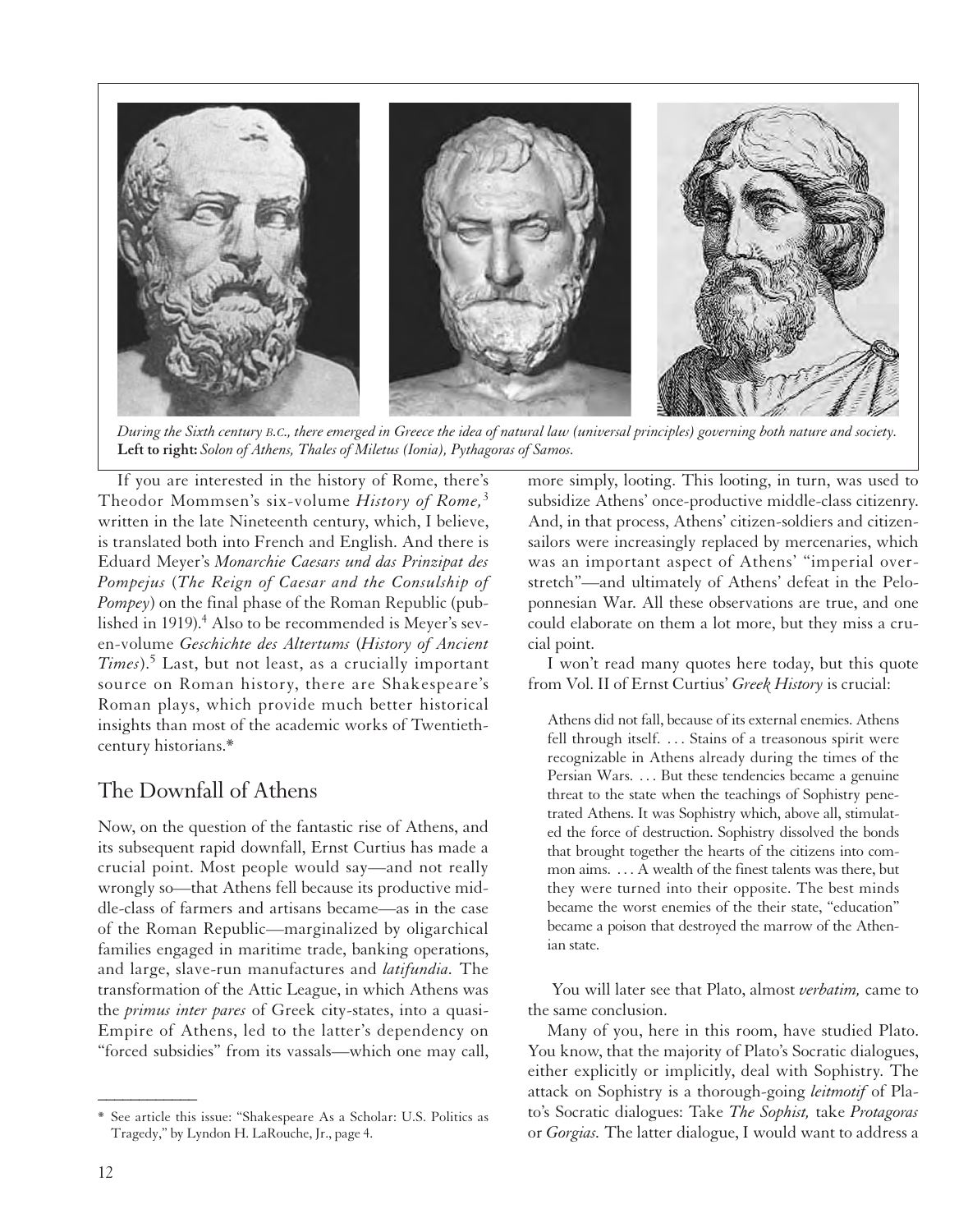*During the Sixth century* B.C.*, there emerged in Greece the idea of natural law (universal principles) governing both nature and society.* **Left to right:** *Solon of Athens, Thales of Miletus (Ionia), Pythagoras of Samos.*

If you are interested in the history of Rome, there's Theodor Mommsen's six-volume *History of Rome,*[3] written in the late Nineteenth century, which, I believe, is translated both into French and English. And there is Eduard Meyer's *Monarchie Caesars und das Prinzipat des Pompejus* (*The Reign of Caesar and the Consulship of Pompey*) on the final phase of the Roman Republic (published in 1919).[4] Also to be recommended is Meyer's seven-volume *Geschichte des Altertums* (*History of Ancient Times*).[5] Last, but not least, as a crucially important source on Roman history, there are Shakespeare's Roman plays, which provide much better historical insights than most of the academic works of Twentieth-century historians.*

## The Downfall of Athens

Now, on the question of the fantastic rise of Athens, and its subsequent rapid downfall, Ernst Curtius has made a crucial point. Most people would say—and not really wrongly so—that Athens fell because its productive middle-class of farmers and artisans became—as in the case of the Roman Republic—marginalized by oligarchical families engaged in maritime trade, banking operations, and large, slave-run manufactures and *latifundia.* The transformation of the Attic League, in which Athens was the *primus inter pares* of Greek city-states, into a quasi-Empire of Athens, led to the latter's dependency on "forced subsidies" from its vassals—which one may call, more simply, looting. This looting, in turn, was used to subsidize Athens' once-productive middle-class citizenry. And, in that process, Athens' citizen-soldiers and citizen-sailors were increasingly replaced by mercenaries, which was an important aspect of Athens' "imperial overstretch"—and ultimately of Athens' defeat in the Peloponnesian War. All these observations are true, and one could elaborate on them a lot more, but they miss a crucial point.

I won't read many quotes here today, but this quote from Vol. II of Ernst Curtius' *Greek History* is crucial:

> Athens did not fall, because of its external enemies. Athens fell through itself. . . . Stains of a treasonous spirit were recognizable in Athens already during the times of the Persian Wars. . . . But these tendencies became a genuine threat to the state when the teachings of Sophistry penetrated Athens. It was Sophistry which, above all, stimulated the force of destruction. Sophistry dissolved the bonds that brought together the hearts of the citizens into common aims. . . . A wealth of the finest talents was there, but they were turned into their opposite. The best minds became the worst enemies of the their state, "education" became a poison that destroyed the marrow of the Athenian state.

You will later see that Plato, almost *verbatim,* came to the same conclusion.

Many of you, here in this room, have studied Plato. You know, that the majority of Plato's Socratic dialogues, either explicitly or implicitly, deal with Sophistry. The attack on Sophistry is a thorough-going *leitmotif* of Plato's Socratic dialogues: Take *The Sophist,* take *Protagoras* or *Gorgias.* The latter dialogue, I would want to address a

---

\* See article this issue: "Shakespeare As a Scholar: U.S. Politics as Tragedy," by Lyndon H. LaRouche, Jr., page 4.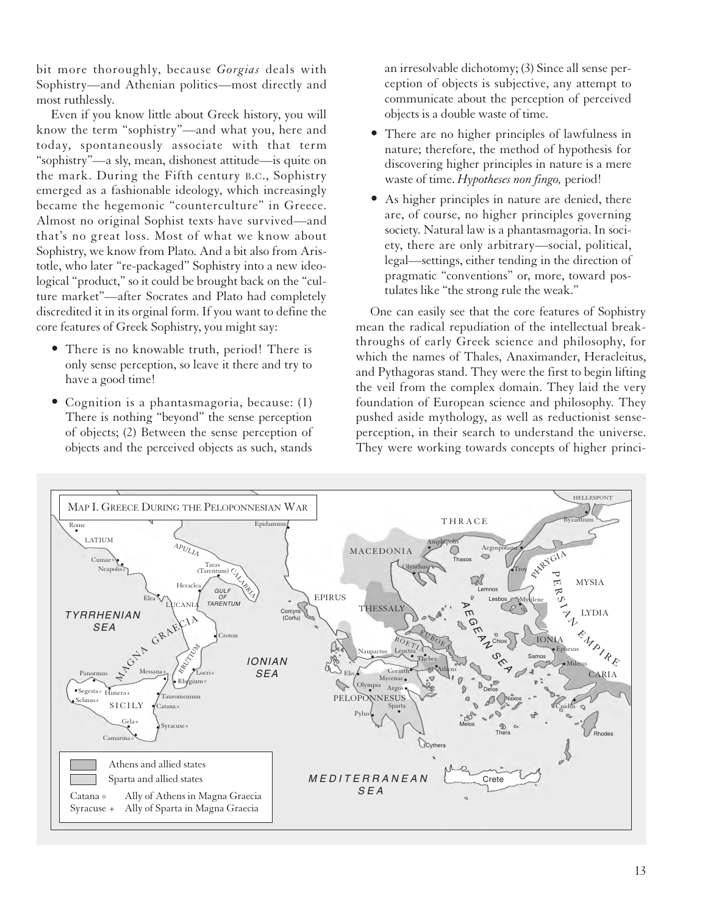bit more thoroughly, because *Gorgias* deals with Sophistry—and Athenian politics—most directly and most ruthlessly.

Even if you know little about Greek history, you will know the term "sophistry"—and what you, here and today, spontaneously associate with that term "sophistry"—a sly, mean, dishonest attitude—is quite on the mark. During the Fifth century B.C., Sophistry emerged as a fashionable ideology, which increasingly became the hegemonic "counterculture" in Greece. Almost no original Sophist texts have survived—and that's no great loss. Most of what we know about Sophistry, we know from Plato. And a bit also from Aristotle, who later "re-packaged" Sophistry into a new ideological "product," so it could be brought back on the "culture market"—after Socrates and Plato had completely discredited it in its orginal form. If you want to define the core features of Greek Sophistry, you might say:

- There is no knowable truth, period! There is only sense perception, so leave it there and try to have a good time!
- Cognition is a phantasmagoria, because: (1) There is nothing "beyond" the sense perception of objects; (2) Between the sense perception of objects and the perceived objects as such, stands an irresolvable dichotomy; (3) Since all sense perception of objects is subjective, any attempt to communicate about the perception of perceived objects is a double waste of time.
- There are no higher principles of lawfulness in nature; therefore, the method of hypothesis for discovering higher principles in nature is a mere waste of time. *Hypotheses non fingo,* period!
- As higher principles in nature are denied, there are, of course, no higher principles governing society. Natural law is a phantasmagoria. In society, there are only arbitrary—social, political, legal—settings, either tending in the direction of pragmatic "conventions" or, more, toward postulates like "the strong rule the weak."

One can easily see that the core features of Sophistry mean the radical repudiation of the intellectual breakthroughs of early Greek science and philosophy, for which the names of Thales, Anaximander, Heracleitus, and Pythagoras stand. They were the first to begin lifting the veil from the complex domain. They laid the very foundation of European science and philosophy. They pushed aside mythology, as well as reductionist sense-perception, in their search to understand the universe. They were working towards concepts of higher princi-

MAP I. GREECE DURING THE PELOPONNESIAN WAR

Athens and allied states
Sparta and allied states
Catana ◦ Ally of Athens in Magna Graecia
Syracuse + Ally of Sparta in Magna Graecia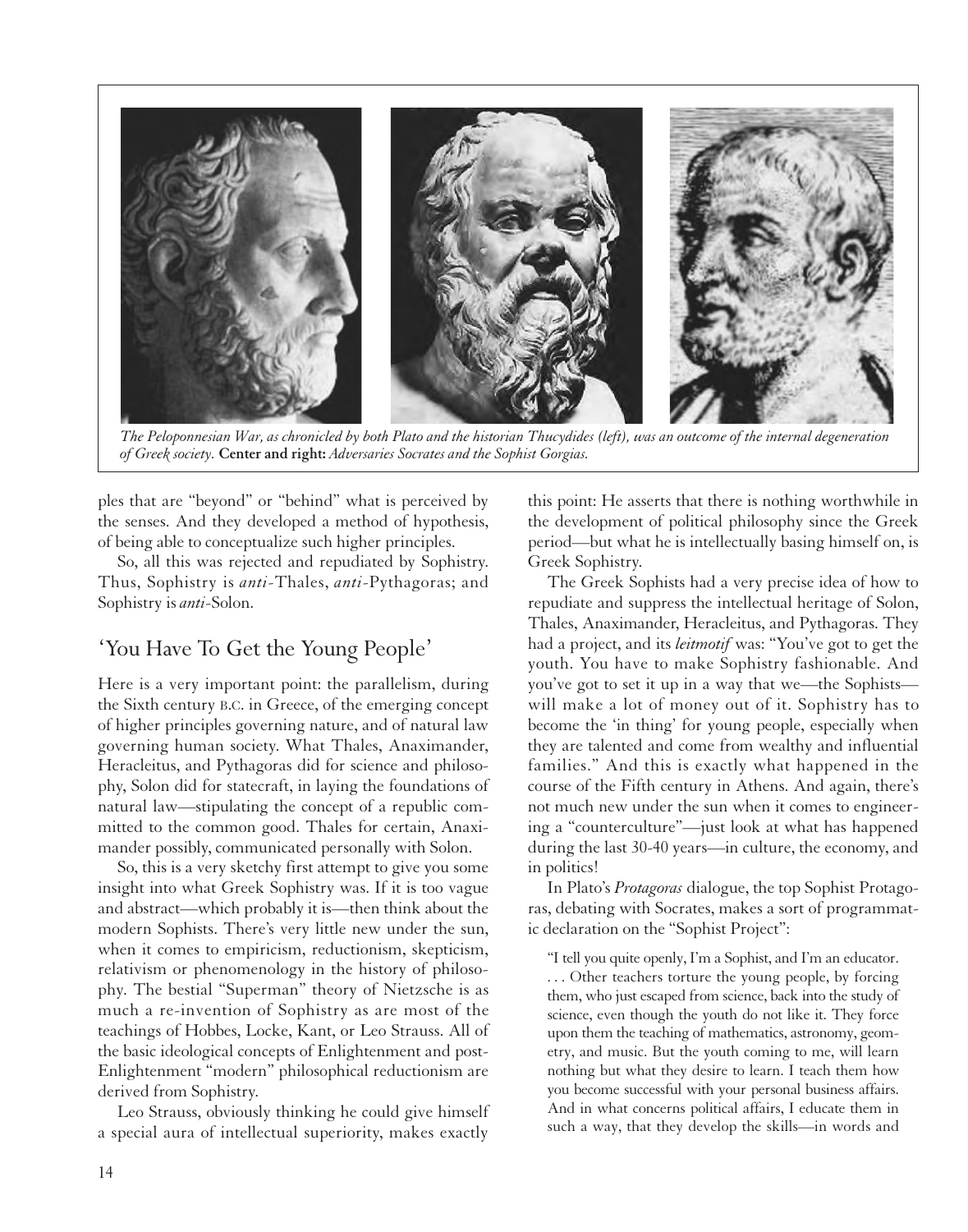*The Peloponnesian War, as chronicled by both Plato and the historian Thucydides (left), was an outcome of the internal degeneration of Greek society.* **Center and right:** *Adversaries Socrates and the Sophist Gorgias.*

ples that are "beyond" or "behind" what is perceived by the senses. And they developed a method of hypothesis, of being able to conceptualize such higher principles.

So, all this was rejected and repudiated by Sophistry. Thus, Sophistry is *anti*-Thales, *anti*-Pythagoras; and Sophistry is *anti*-Solon.

## 'You Have To Get the Young People'

Here is a very important point: the parallelism, during the Sixth century B.C. in Greece, of the emerging concept of higher principles governing nature, and of natural law governing human society. What Thales, Anaximander, Heracleitus, and Pythagoras did for science and philosophy, Solon did for statecraft, in laying the foundations of natural law—stipulating the concept of a republic committed to the common good. Thales for certain, Anaximander possibly, communicated personally with Solon.

So, this is a very sketchy first attempt to give you some insight into what Greek Sophistry was. If it is too vague and abstract—which probably it is—then think about the modern Sophists. There's very little new under the sun, when it comes to empiricism, reductionism, skepticism, relativism or phenomenology in the history of philosophy. The bestial "Superman" theory of Nietzsche is as much a re-invention of Sophistry as are most of the teachings of Hobbes, Locke, Kant, or Leo Strauss. All of the basic ideological concepts of Enlightenment and post-Enlightenment "modern" philosophical reductionism are derived from Sophistry.

Leo Strauss, obviously thinking he could give himself a special aura of intellectual superiority, makes exactly this point: He asserts that there is nothing worthwhile in the development of political philosophy since the Greek period—but what he is intellectually basing himself on, is Greek Sophistry.

The Greek Sophists had a very precise idea of how to repudiate and suppress the intellectual heritage of Solon, Thales, Anaximander, Heracleitus, and Pythagoras. They had a project, and its *leitmotif* was: "You've got to get the youth. You have to make Sophistry fashionable. And you've got to set it up in a way that we—the Sophists—will make a lot of money out of it. Sophistry has to become the 'in thing' for young people, especially when they are talented and come from wealthy and influential families." And this is exactly what happened in the course of the Fifth century in Athens. And again, there's not much new under the sun when it comes to engineering a "counterculture"—just look at what has happened during the last 30-40 years—in culture, the economy, and in politics!

In Plato's *Protagoras* dialogue, the top Sophist Protagoras, debating with Socrates, makes a sort of programmatic declaration on the "Sophist Project":

> "I tell you quite openly, I'm a Sophist, and I'm an educator. . . . Other teachers torture the young people, by forcing them, who just escaped from science, back into the study of science, even though the youth do not like it. They force upon them the teaching of mathematics, astronomy, geometry, and music. But the youth coming to me, will learn nothing but what they desire to learn. I teach them how you become successful with your personal business affairs. And in what concerns political affairs, I educate them in such a way, that they develop the skills—in words and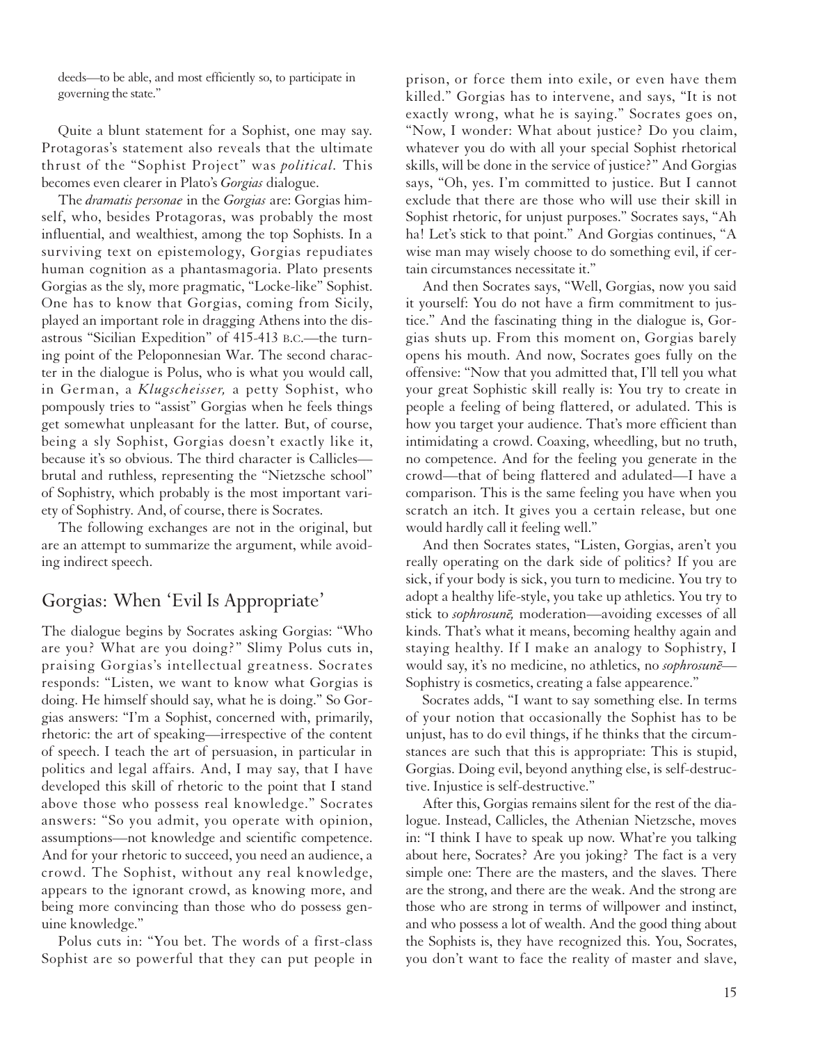deeds—to be able, and most efficiently so, to participate in governing the state."

Quite a blunt statement for a Sophist, one may say. Protagoras's statement also reveals that the ultimate thrust of the "Sophist Project" was *political.* This becomes even clearer in Plato's *Gorgias* dialogue.

The *dramatis personae* in the *Gorgias* are: Gorgias himself, who, besides Protagoras, was probably the most influential, and wealthiest, among the top Sophists. In a surviving text on epistemology, Gorgias repudiates human cognition as a phantasmagoria. Plato presents Gorgias as the sly, more pragmatic, "Locke-like" Sophist. One has to know that Gorgias, coming from Sicily, played an important role in dragging Athens into the disastrous "Sicilian Expedition" of 415-413 B.C.—the turning point of the Peloponnesian War. The second character in the dialogue is Polus, who is what you would call, in German, a *Klugscheisser,* a petty Sophist, who pompously tries to "assist" Gorgias when he feels things get somewhat unpleasant for the latter. But, of course, being a sly Sophist, Gorgias doesn't exactly like it, because it's so obvious. The third character is Callicles—brutal and ruthless, representing the "Nietzsche school" of Sophistry, which probably is the most important variety of Sophistry. And, of course, there is Socrates.

The following exchanges are not in the original, but are an attempt to summarize the argument, while avoiding indirect speech.

## Gorgias: When 'Evil Is Appropriate'

The dialogue begins by Socrates asking Gorgias: "Who are you? What are you doing?" Slimy Polus cuts in, praising Gorgias's intellectual greatness. Socrates responds: "Listen, we want to know what Gorgias is doing. He himself should say, what he is doing." So Gorgias answers: "I'm a Sophist, concerned with, primarily, rhetoric: the art of speaking—irrespective of the content of speech. I teach the art of persuasion, in particular in politics and legal affairs. And, I may say, that I have developed this skill of rhetoric to the point that I stand above those who possess real knowledge." Socrates answers: "So you admit, you operate with opinion, assumptions—not knowledge and scientific competence. And for your rhetoric to succeed, you need an audience, a crowd. The Sophist, without any real knowledge, appears to the ignorant crowd, as knowing more, and being more convincing than those who do possess genuine knowledge."

Polus cuts in: "You bet. The words of a first-class Sophist are so powerful that they can put people in prison, or force them into exile, or even have them killed." Gorgias has to intervene, and says, "It is not exactly wrong, what he is saying." Socrates goes on, "Now, I wonder: What about justice? Do you claim, whatever you do with all your special Sophist rhetorical skills, will be done in the service of justice?" And Gorgias says, "Oh, yes. I'm committed to justice. But I cannot exclude that there are those who will use their skill in Sophist rhetoric, for unjust purposes." Socrates says, "Ah ha! Let's stick to that point." And Gorgias continues, "A wise man may wisely choose to do something evil, if certain circumstances necessitate it."

And then Socrates says, "Well, Gorgias, now you said it yourself: You do not have a firm commitment to justice." And the fascinating thing in the dialogue is, Gorgias shuts up. From this moment on, Gorgias barely opens his mouth. And now, Socrates goes fully on the offensive: "Now that you admitted that, I'll tell you what your great Sophistic skill really is: You try to create in people a feeling of being flattered, or adulated. This is how you target your audience. That's more efficient than intimidating a crowd. Coaxing, wheedling, but no truth, no competence. And for the feeling you generate in the crowd—that of being flattered and adulated—I have a comparison. This is the same feeling you have when you scratch an itch. It gives you a certain release, but one would hardly call it feeling well."

And then Socrates states, "Listen, Gorgias, aren't you really operating on the dark side of politics? If you are sick, if your body is sick, you turn to medicine. You try to adopt a healthy life-style, you take up athletics. You try to stick to *sophrosunē,* moderation—avoiding excesses of all kinds. That's what it means, becoming healthy again and staying healthy. If I make an analogy to Sophistry, I would say, it's no medicine, no athletics, no *sophrosunē*—Sophistry is cosmetics, creating a false appearence."

Socrates adds, "I want to say something else. In terms of your notion that occasionally the Sophist has to be unjust, has to do evil things, if he thinks that the circumstances are such that this is appropriate: This is stupid, Gorgias. Doing evil, beyond anything else, is self-destructive. Injustice is self-destructive."

After this, Gorgias remains silent for the rest of the dialogue. Instead, Callicles, the Athenian Nietzsche, moves in: "I think I have to speak up now. What're you talking about here, Socrates? Are you joking? The fact is a very simple one: There are the masters, and the slaves. There are the strong, and there are the weak. And the strong are those who are strong in terms of willpower and instinct, and who possess a lot of wealth. And the good thing about the Sophists is, they have recognized this. You, Socrates, you don't want to face the reality of master and slave,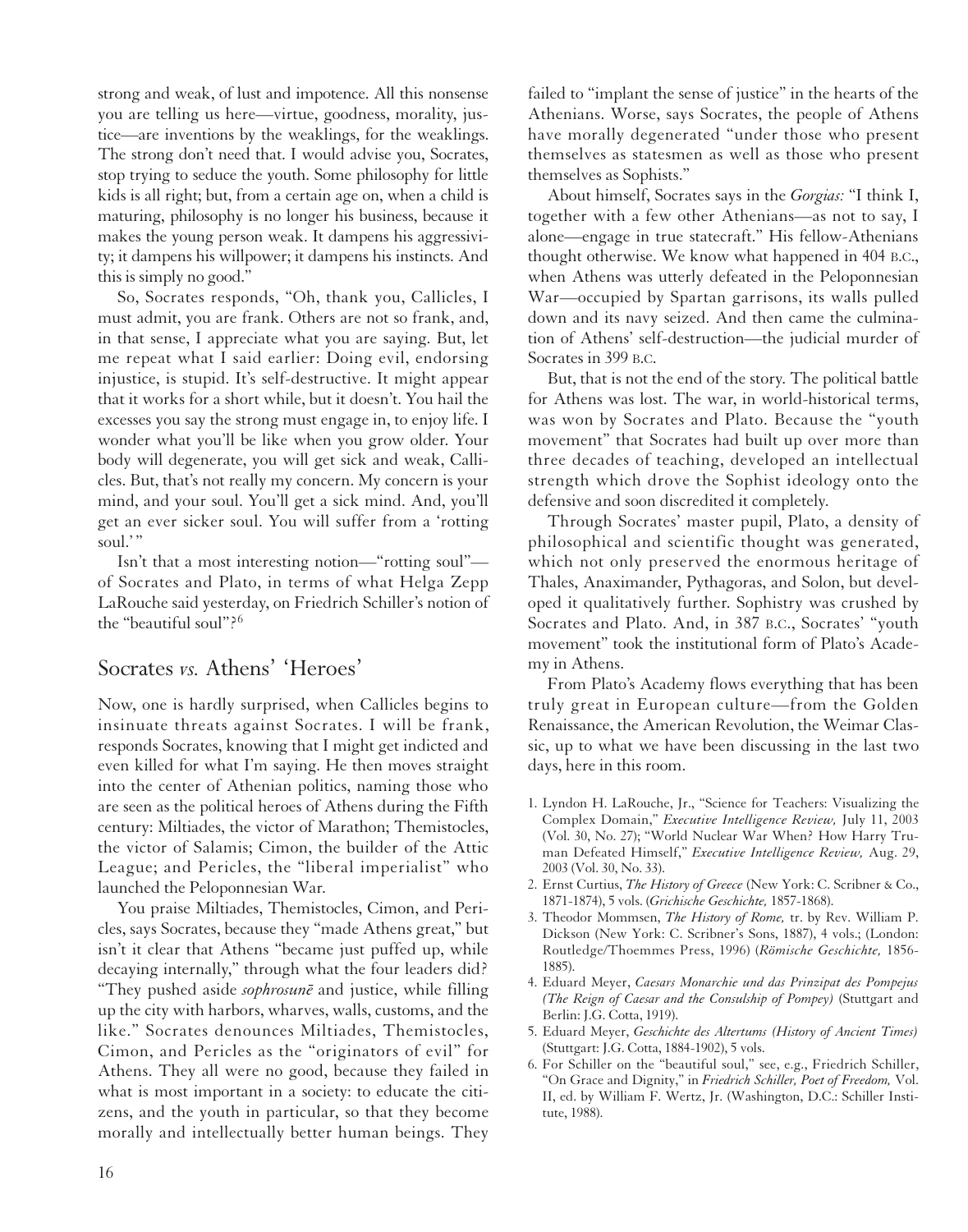strong and weak, of lust and impotence. All this nonsense you are telling us here—virtue, goodness, morality, justice—are inventions by the weaklings, for the weaklings. The strong don't need that. I would advise you, Socrates, stop trying to seduce the youth. Some philosophy for little kids is all right; but, from a certain age on, when a child is maturing, philosophy is no longer his business, because it makes the young person weak. It dampens his aggressivity; it dampens his willpower; it dampens his instincts. And this is simply no good."

So, Socrates responds, "Oh, thank you, Callicles, I must admit, you are frank. Others are not so frank, and, in that sense, I appreciate what you are saying. But, let me repeat what I said earlier: Doing evil, endorsing injustice, is stupid. It's self-destructive. It might appear that it works for a short while, but it doesn't. You hail the excesses you say the strong must engage in, to enjoy life. I wonder what you'll be like when you grow older. Your body will degenerate, you will get sick and weak, Callicles. But, that's not really my concern. My concern is your mind, and your soul. You'll get a sick mind. And, you'll get an ever sicker soul. You will suffer from a 'rotting soul.'"

Isn't that a most interesting notion—"rotting soul"—of Socrates and Plato, in terms of what Helga Zepp LaRouche said yesterday, on Friedrich Schiller's notion of the "beautiful soul"?[6]

## Socrates *vs.* Athens' 'Heroes'

Now, one is hardly surprised, when Callicles begins to insinuate threats against Socrates. I will be frank, responds Socrates, knowing that I might get indicted and even killed for what I'm saying. He then moves straight into the center of Athenian politics, naming those who are seen as the political heroes of Athens during the Fifth century: Miltiades, the victor of Marathon; Themistocles, the victor of Salamis; Cimon, the builder of the Attic League; and Pericles, the "liberal imperialist" who launched the Peloponnesian War.

You praise Miltiades, Themistocles, Cimon, and Pericles, says Socrates, because they "made Athens great," but isn't it clear that Athens "became just puffed up, while decaying internally," through what the four leaders did? "They pushed aside *sophrosunē* and justice, while filling up the city with harbors, wharves, walls, customs, and the like." Socrates denounces Miltiades, Themistocles, Cimon, and Pericles as the "originators of evil" for Athens. They all were no good, because they failed in what is most important in a society: to educate the citizens, and the youth in particular, so that they become morally and intellectually better human beings. They failed to "implant the sense of justice" in the hearts of the Athenians. Worse, says Socrates, the people of Athens have morally degenerated "under those who present themselves as statesmen as well as those who present themselves as Sophists."

About himself, Socrates says in the *Gorgias:* "I think I, together with a few other Athenians—as not to say, I alone—engage in true statecraft." His fellow-Athenians thought otherwise. We know what happened in 404 B.C., when Athens was utterly defeated in the Peloponnesian War—occupied by Spartan garrisons, its walls pulled down and its navy seized. And then came the culmination of Athens' self-destruction—the judicial murder of Socrates in 399 B.C.

But, that is not the end of the story. The political battle for Athens was lost. The war, in world-historical terms, was won by Socrates and Plato. Because the "youth movement" that Socrates had built up over more than three decades of teaching, developed an intellectual strength which drove the Sophist ideology onto the defensive and soon discredited it completely.

Through Socrates' master pupil, Plato, a density of philosophical and scientific thought was generated, which not only preserved the enormous heritage of Thales, Anaximander, Pythagoras, and Solon, but developed it qualitatively further. Sophistry was crushed by Socrates and Plato. And, in 387 B.C., Socrates' "youth movement" took the institutional form of Plato's Academy in Athens.

From Plato's Academy flows everything that has been truly great in European culture—from the Golden Renaissance, the American Revolution, the Weimar Classic, up to what we have been discussing in the last two days, here in this room.

1. Lyndon H. LaRouche, Jr., "Science for Teachers: Visualizing the Complex Domain," *Executive Intelligence Review,* July 11, 2003 (Vol. 30, No. 27); "World Nuclear War When? How Harry Truman Defeated Himself," *Executive Intelligence Review,* Aug. 29, 2003 (Vol. 30, No. 33).
2. Ernst Curtius, *The History of Greece* (New York: C. Scribner & Co., 1871-1874), 5 vols. (*Grichische Geschichte,* 1857-1868).
3. Theodor Mommsen, *The History of Rome,* tr. by Rev. William P. Dickson (New York: C. Scribner's Sons, 1887), 4 vols.; (London: Routledge/Thoemmes Press, 1996) (*Römische Geschichte,* 1856-1885).
4. Eduard Meyer, *Caesars Monarchie und das Prinzipat des Pompejus (The Reign of Caesar and the Consulship of Pompey)* (Stuttgart and Berlin: J.G. Cotta, 1919).
5. Eduard Meyer, *Geschichte des Altertums (History of Ancient Times)* (Stuttgart: J.G. Cotta, 1884-1902), 5 vols.
6. For Schiller on the "beautiful soul," see, e.g., Friedrich Schiller, "On Grace and Dignity," in *Friedrich Schiller, Poet of Freedom,* Vol. II, ed. by William F. Wertz, Jr. (Washington, D.C.: Schiller Institute, 1988).